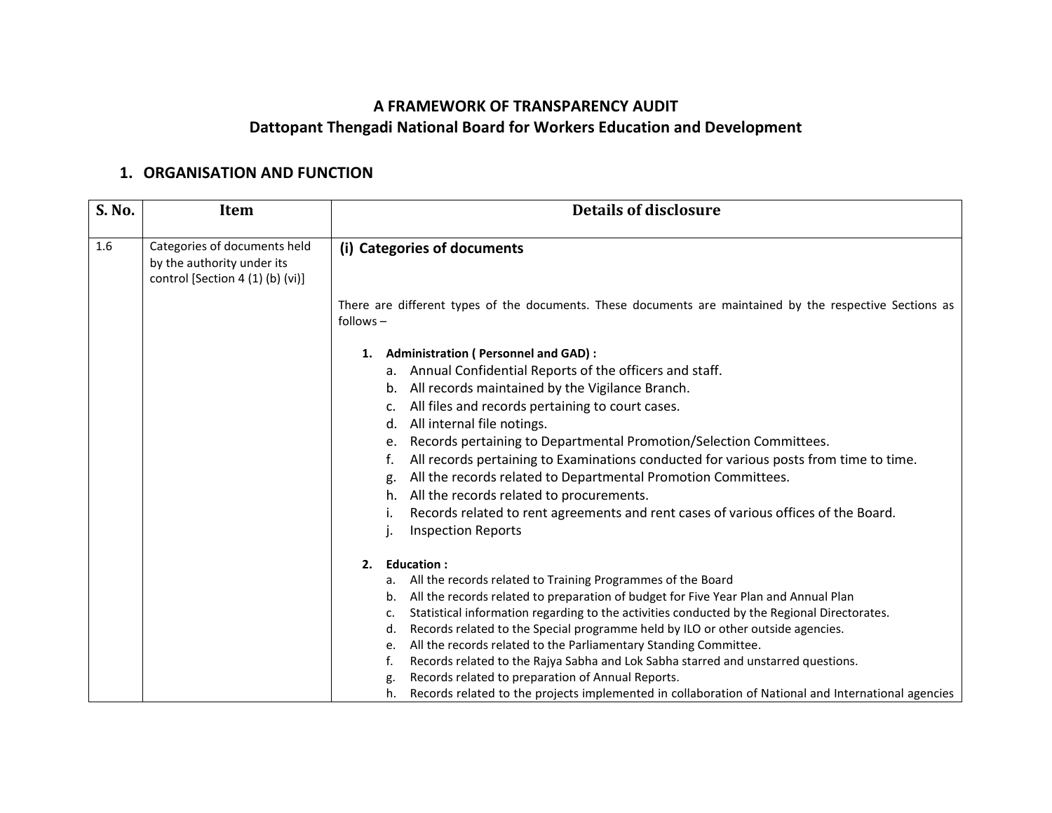# A FRAMEWORK OF TRANSPARENCY AUDIT
## Dattopant Thengadi National Board for Workers Education and Development

## 1. ORGANISATION AND FUNCTION

| S. No. | Item | Details of disclosure |
| --- | --- | --- |
| 1.6 | Categories of documents held by the authority under its control [Section 4 (1) (b) (vi)] | **(i) Categories of documents**<br><br>There are different types of the documents. These documents are maintained by the respective Sections as follows –<br><br>**1. Administration ( Personnel and GAD) :**<br>a. Annual Confidential Reports of the officers and staff.<br>b. All records maintained by the Vigilance Branch.<br>c. All files and records pertaining to court cases.<br>d. All internal file notings.<br>e. Records pertaining to Departmental Promotion/Selection Committees.<br>f. All records pertaining to Examinations conducted for various posts from time to time.<br>g. All the records related to Departmental Promotion Committees.<br>h. All the records related to procurements.<br>i. Records related to rent agreements and rent cases of various offices of the Board.<br>j. Inspection Reports<br><br>**2. Education :**<br>a. All the records related to Training Programmes of the Board<br>b. All the records related to preparation of budget for Five Year Plan and Annual Plan<br>c. Statistical information regarding to the activities conducted by the Regional Directorates.<br>d. Records related to the Special programme held by ILO or other outside agencies.<br>e. All the records related to the Parliamentary Standing Committee.<br>f. Records related to the Rajya Sabha and Lok Sabha starred and unstarred questions.<br>g. Records related to preparation of Annual Reports.<br>h. Records related to the projects implemented in collaboration of National and International agencies |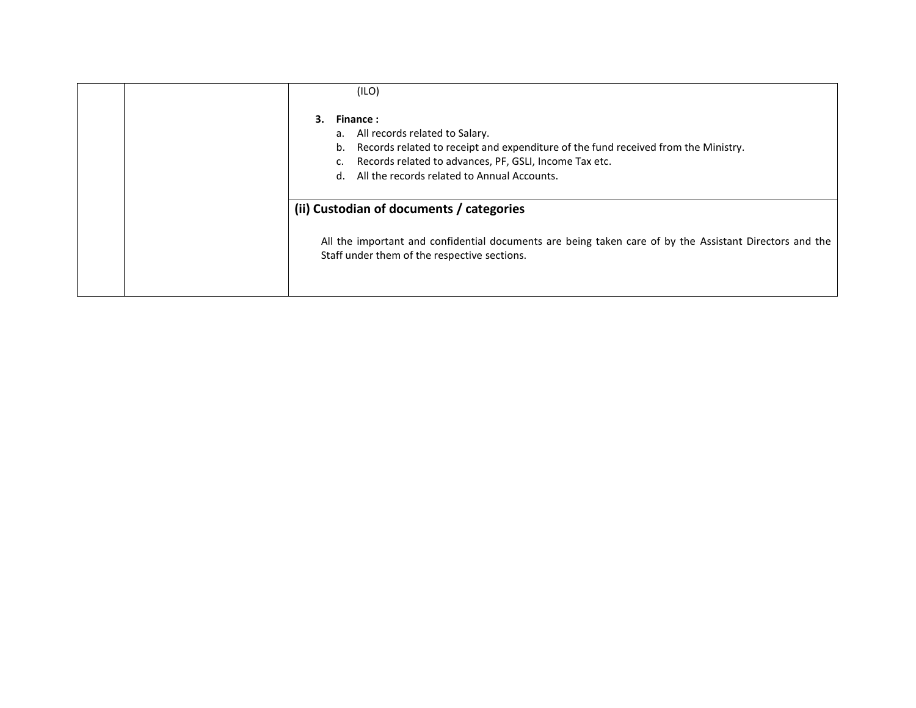| | | |
|---|---|---|
| | | (ILO)<br><br>**3. Finance :**<br>a. All records related to Salary.<br>b. Records related to receipt and expenditure of the fund received from the Ministry.<br>c. Records related to advances, PF, GSLI, Income Tax etc.<br>d. All the records related to Annual Accounts. |
| | | **(ii) Custodian of documents / categories**<br><br>All the important and confidential documents are being taken care of by the Assistant Directors and the Staff under them of the respective sections. |